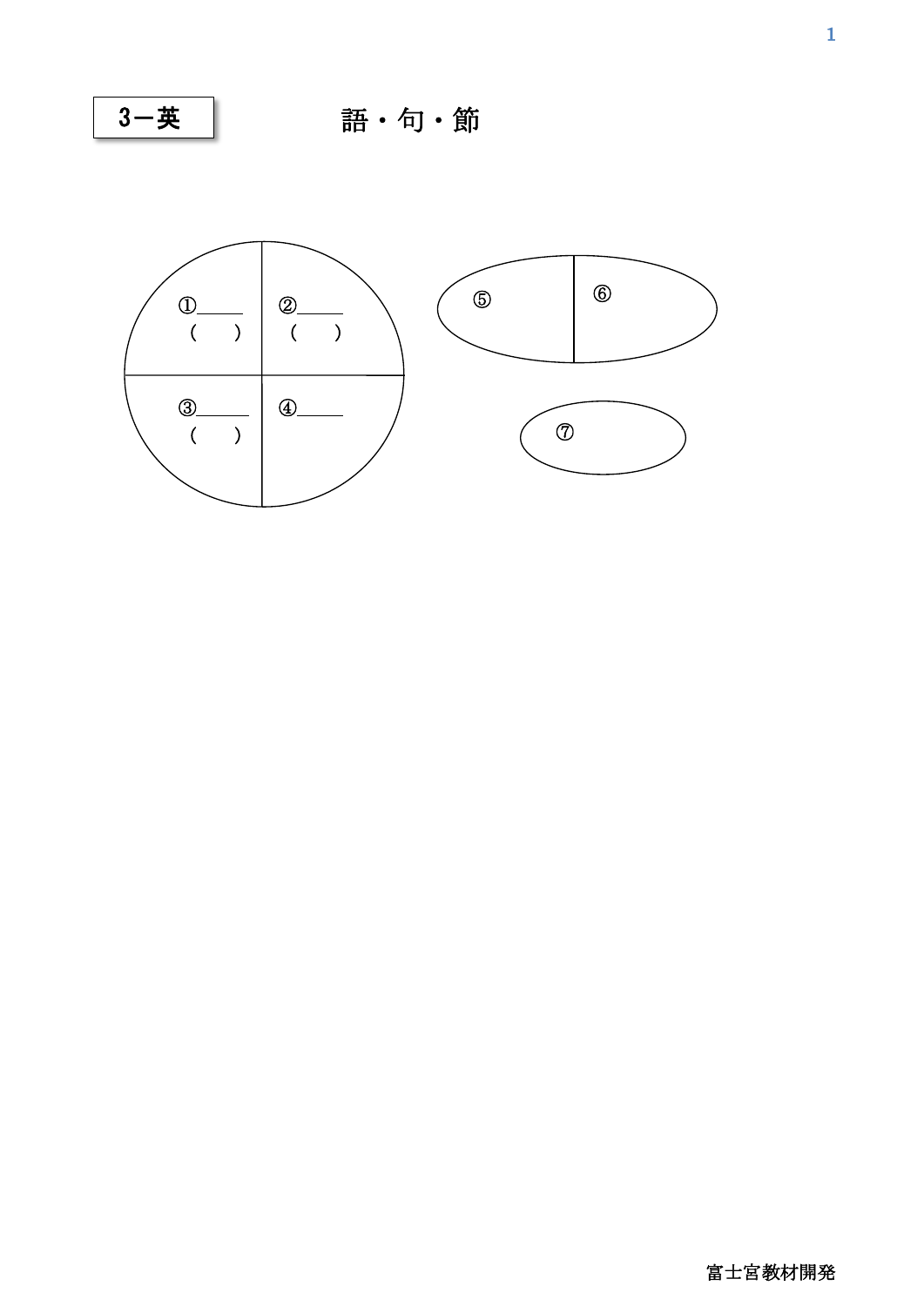**3ー英**

# 語・句・節

①_____
(　　)

②_____
(　　)

③_____
(　　)

④_____

⑤

⑥

⑦

富士宮教材開発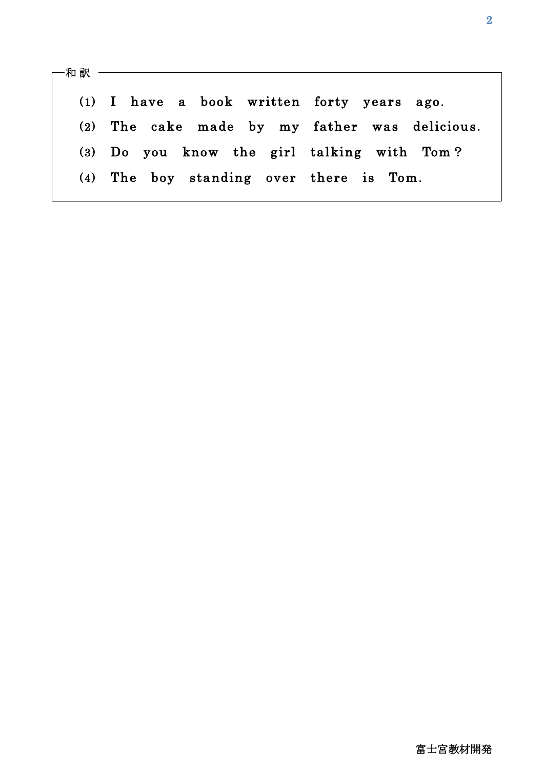和訳

(1) I have a book written forty years ago.

(2) The cake made by my father was delicious.

(3) Do you know the girl talking with Tom?

(4) The boy standing over there is Tom.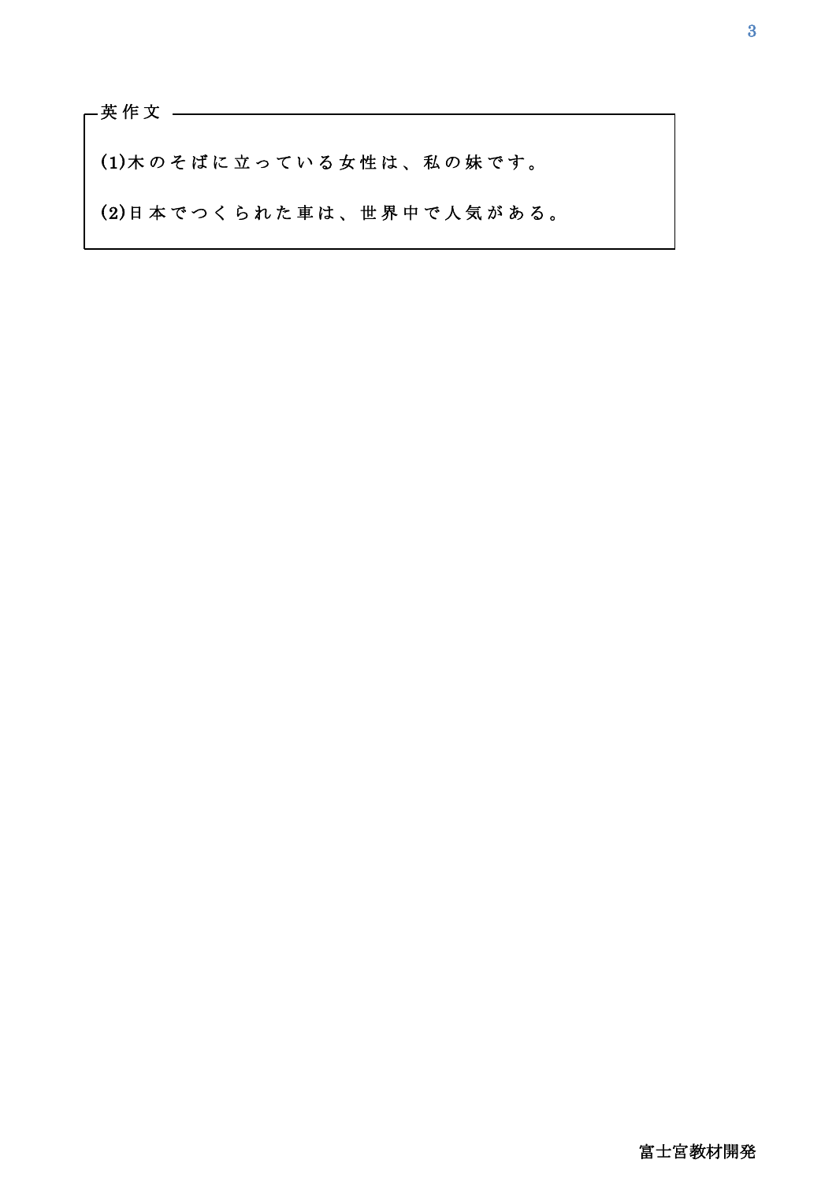英作文

(1)木のそばに立っている女性は、私の妹です。

(2)日本でつくられた車は、世界中で人気がある。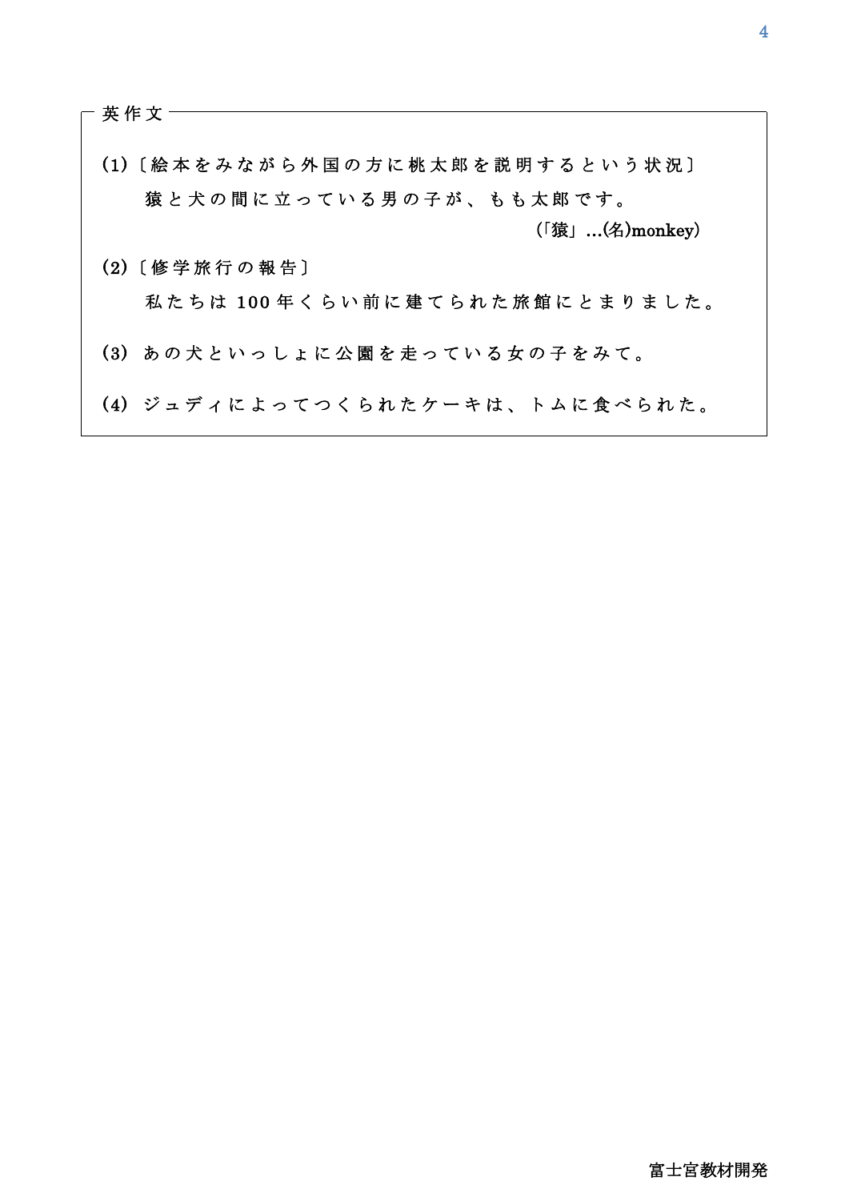## 英作文

(1)〔絵本をみながら外国の方に桃太郎を説明するという状況〕

猿と犬の間に立っている男の子が、もも太郎です。

（「猿」…(名)monkey）

(2)〔修学旅行の報告〕

私たちは 100 年くらい前に建てられた旅館にとまりました。

(3) あの犬といっしょに公園を走っている女の子をみて。

(4) ジュディによってつくられたケーキは、トムに食べられた。

富士宮教材開発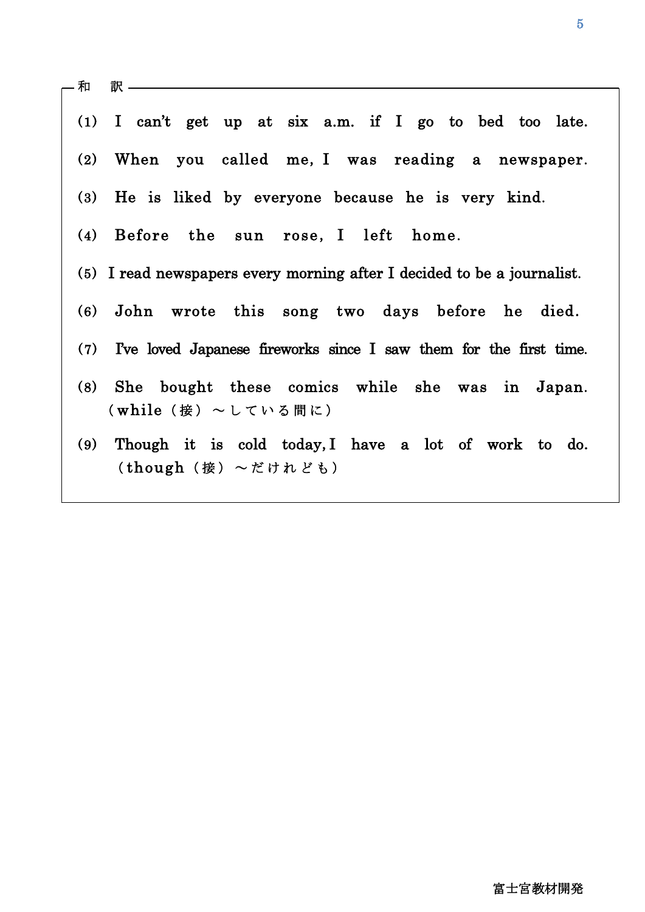## 和　訳

(1) I can't get up at six a.m. if I go to bed too late.

(2) When you called me, I was reading a newspaper.

(3) He is liked by everyone because he is very kind.

(4) Before the sun rose, I left home.

(5) I read newspapers every morning after I decided to be a journalist.

(6) John wrote this song two days before he died.

(7) I've loved Japanese fireworks since I saw them for the first time.

(8) She bought these comics while she was in Japan.
（while（接）～している間に）

(9) Though it is cold today, I have a lot of work to do.
（though（接）～だけれども）

富士宮教材開発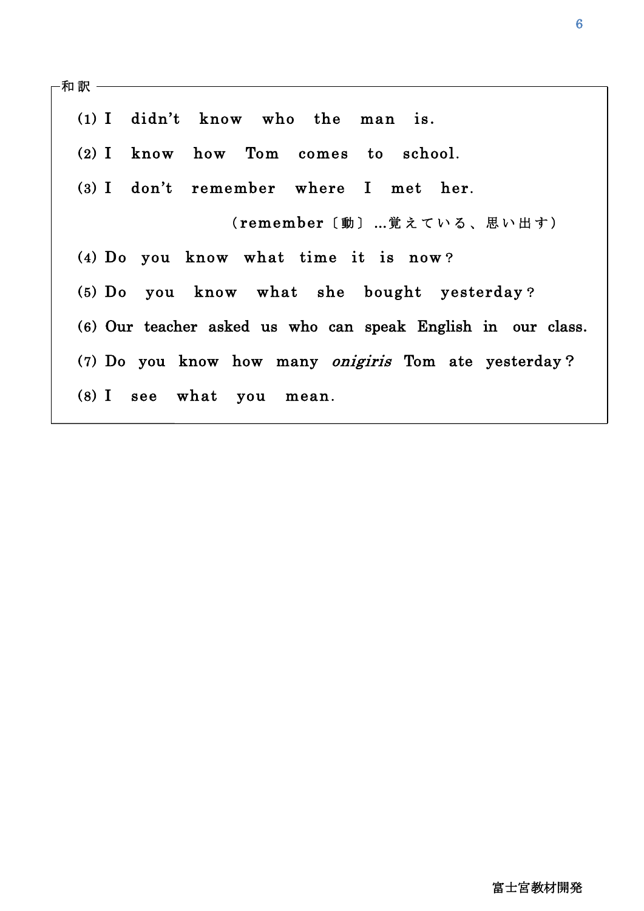和訳

(1) I didn't know who the man is.

(2) I know how Tom comes to school.

(3) I don't remember where I met her.

(remember〔動〕…覚えている、思い出す)

(4) Do you know what time it is now?

(5) Do you know what she bought yesterday?

(6) Our teacher asked us who can speak English in our class.

(7) Do you know how many *onigiris* Tom ate yesterday?

(8) I see what you mean.

富士宮教材開発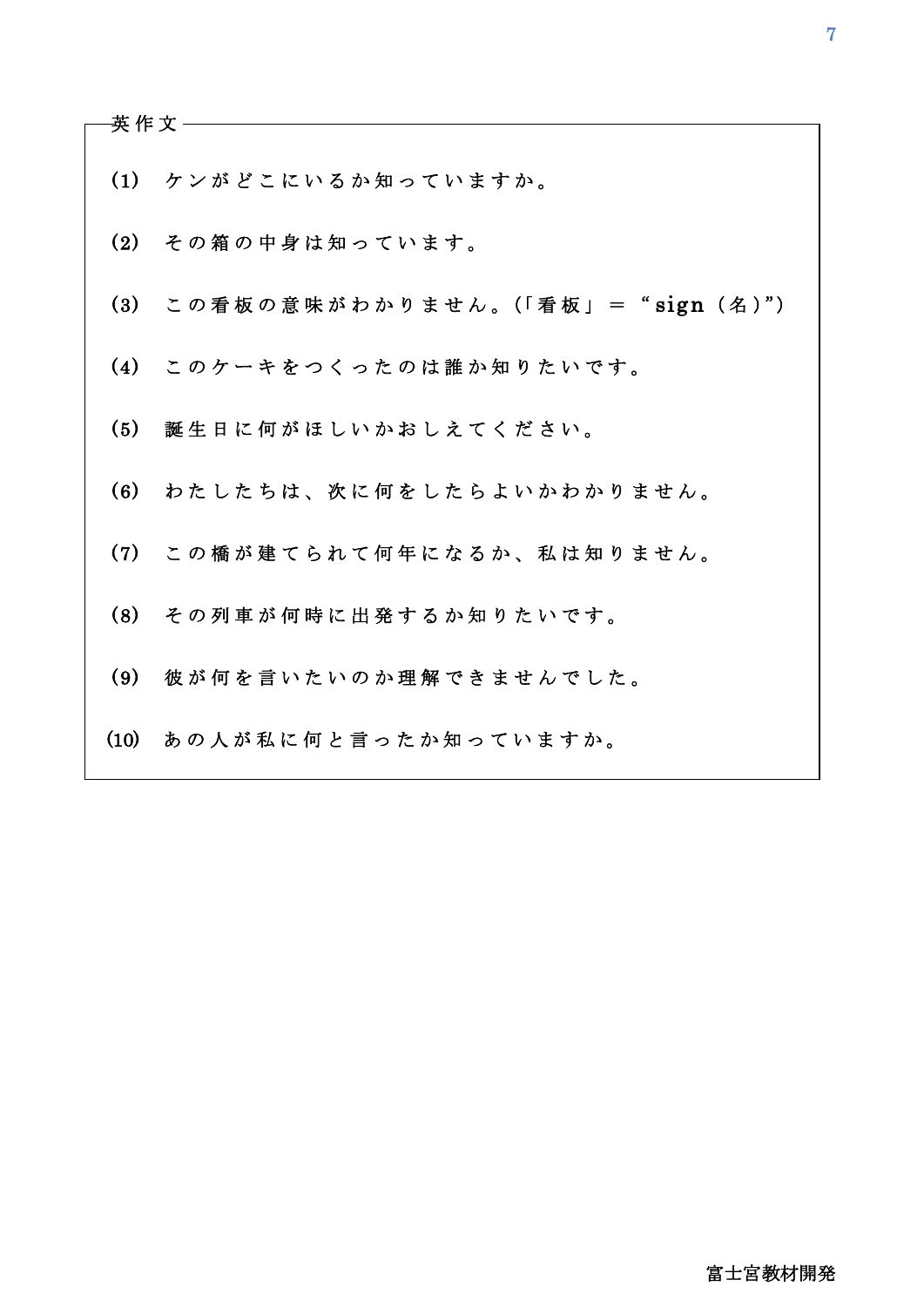## 英作文

(1) ケンがどこにいるか知っていますか。

(2) その箱の中身は知っています。

(3) この看板の意味がわかりません。(「看板」＝ “sign (名)”)

(4) このケーキをつくったのは誰か知りたいです。

(5) 誕生日に何がほしいかおしえてください。

(6) わたしたちは、次に何をしたらよいかわかりません。

(7) この橋が建てられて何年になるか、私は知りません。

(8) その列車が何時に出発するか知りたいです。

(9) 彼が何を言いたいのか理解できませんでした。

(10) あの人が私に何と言ったか知っていますか。

富士宮教材開発